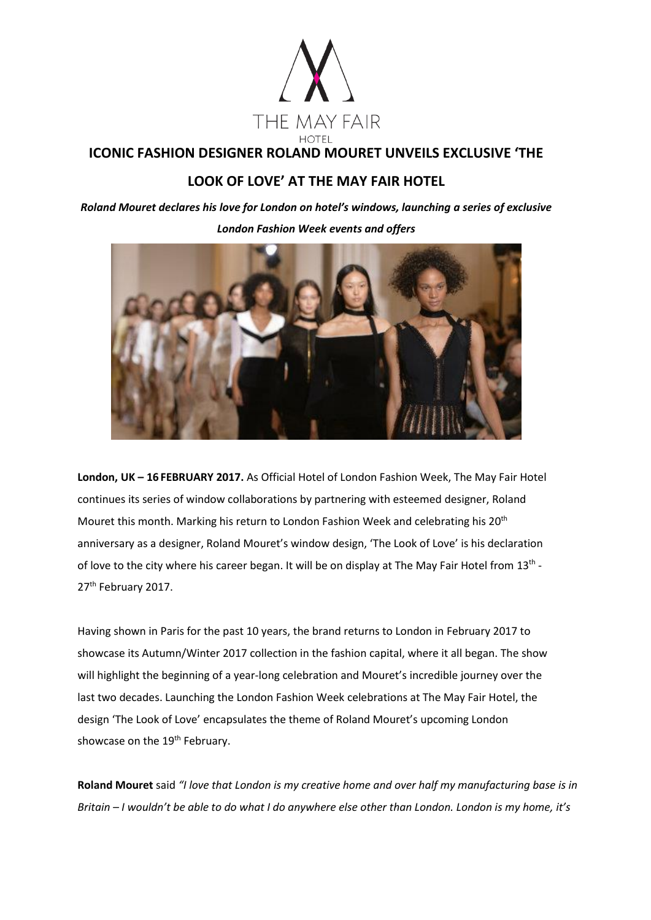THE MAY FAIR

HOTEL

# ICONIC FASHION DESIGNER ROLAND MOURET UNVEILS EXCLUSIVE 'THE LOOK OF LOVE' AT THE MAY FAIR HOTEL

***Roland Mouret declares his love for London on hotel's windows, launching a series of exclusive London Fashion Week events and offers***

**London, UK – 16 FEBRUARY 2017.** As Official Hotel of London Fashion Week, The May Fair Hotel continues its series of window collaborations by partnering with esteemed designer, Roland Mouret this month. Marking his return to London Fashion Week and celebrating his 20th anniversary as a designer, Roland Mouret's window design, 'The Look of Love' is his declaration of love to the city where his career began. It will be on display at The May Fair Hotel from 13th - 27th February 2017.

Having shown in Paris for the past 10 years, the brand returns to London in February 2017 to showcase its Autumn/Winter 2017 collection in the fashion capital, where it all began. The show will highlight the beginning of a year-long celebration and Mouret's incredible journey over the last two decades. Launching the London Fashion Week celebrations at The May Fair Hotel, the design 'The Look of Love' encapsulates the theme of Roland Mouret's upcoming London showcase on the 19th February.

**Roland Mouret** said *"I love that London is my creative home and over half my manufacturing base is in Britain – I wouldn't be able to do what I do anywhere else other than London. London is my home, it's*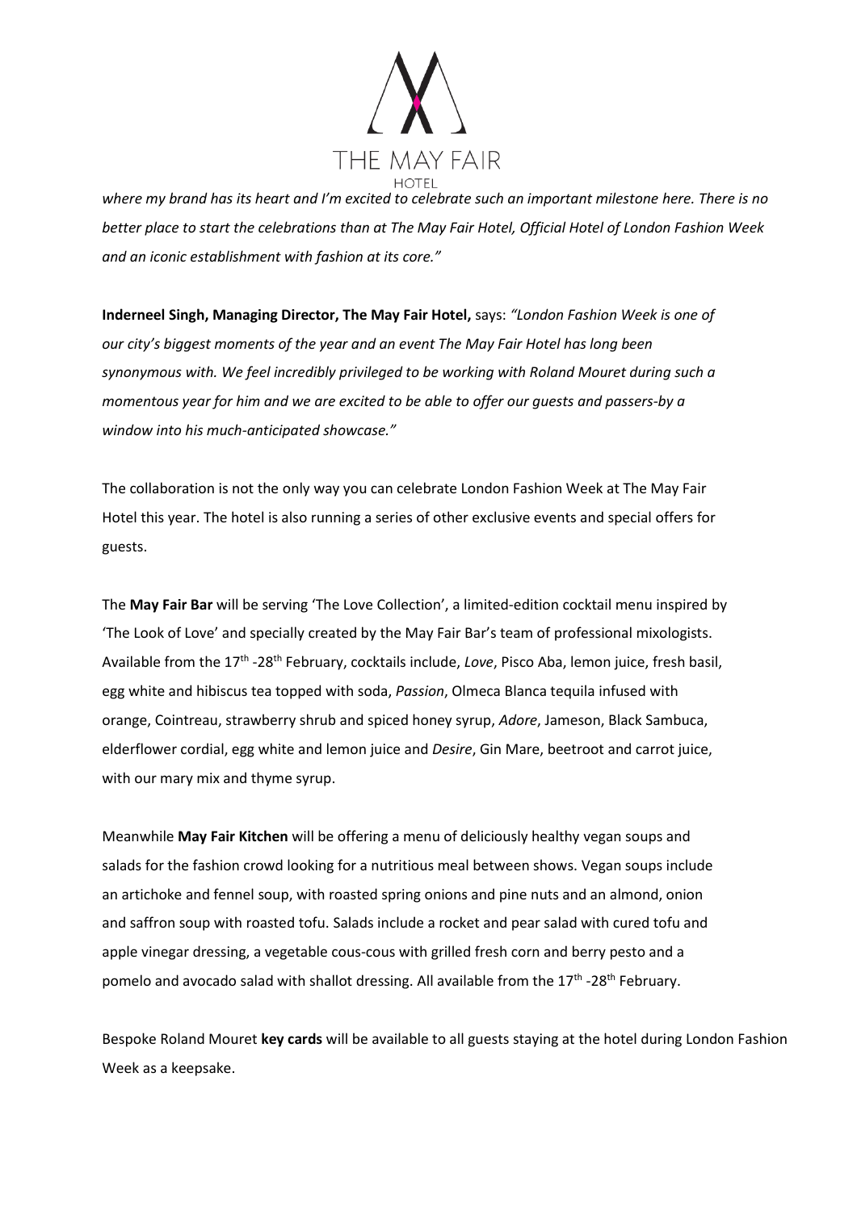*where my brand has its heart and I'm excited to celebrate such an important milestone here. There is no better place to start the celebrations than at The May Fair Hotel, Official Hotel of London Fashion Week and an iconic establishment with fashion at its core."*

**Inderneel Singh, Managing Director, The May Fair Hotel,** says: *"London Fashion Week is one of our city's biggest moments of the year and an event The May Fair Hotel has long been synonymous with. We feel incredibly privileged to be working with Roland Mouret during such a momentous year for him and we are excited to be able to offer our guests and passers-by a window into his much-anticipated showcase."*

The collaboration is not the only way you can celebrate London Fashion Week at The May Fair Hotel this year. The hotel is also running a series of other exclusive events and special offers for guests.

The **May Fair Bar** will be serving 'The Love Collection', a limited-edition cocktail menu inspired by 'The Look of Love' and specially created by the May Fair Bar's team of professional mixologists. Available from the 17th -28th February, cocktails include, *Love*, Pisco Aba, lemon juice, fresh basil, egg white and hibiscus tea topped with soda, *Passion*, Olmeca Blanca tequila infused with orange, Cointreau, strawberry shrub and spiced honey syrup, *Adore*, Jameson, Black Sambuca, elderflower cordial, egg white and lemon juice and *Desire*, Gin Mare, beetroot and carrot juice, with our mary mix and thyme syrup.

Meanwhile **May Fair Kitchen** will be offering a menu of deliciously healthy vegan soups and salads for the fashion crowd looking for a nutritious meal between shows. Vegan soups include an artichoke and fennel soup, with roasted spring onions and pine nuts and an almond, onion and saffron soup with roasted tofu. Salads include a rocket and pear salad with cured tofu and apple vinegar dressing, a vegetable cous-cous with grilled fresh corn and berry pesto and a pomelo and avocado salad with shallot dressing. All available from the 17th -28th February.

Bespoke Roland Mouret **key cards** will be available to all guests staying at the hotel during London Fashion Week as a keepsake.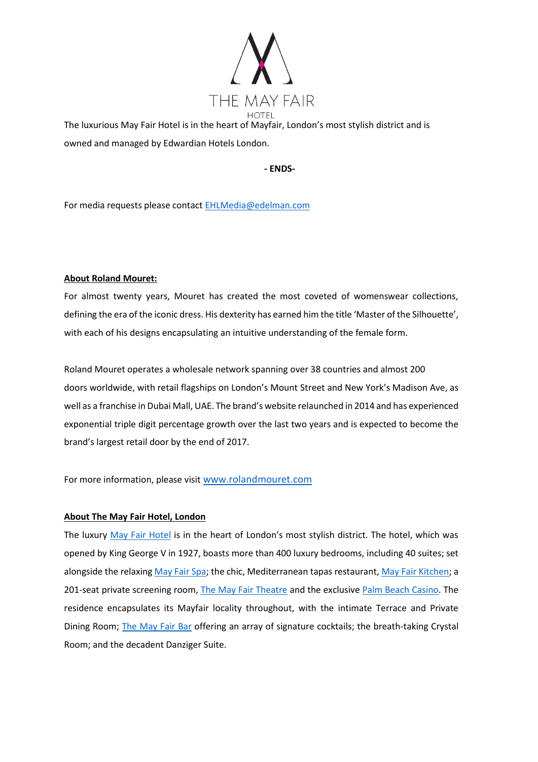THE MAY FAIR

HOTEL

The luxurious May Fair Hotel is in the heart of Mayfair, London's most stylish district and is owned and managed by Edwardian Hotels London.

**- ENDS-**

For media requests please contact [EHLMedia@edelman.com](mailto:EHLMedia@edelman.com)

**About Roland Mouret:**

For almost twenty years, Mouret has created the most coveted of womenswear collections, defining the era of the iconic dress. His dexterity has earned him the title 'Master of the Silhouette', with each of his designs encapsulating an intuitive understanding of the female form.

Roland Mouret operates a wholesale network spanning over 38 countries and almost 200 doors worldwide, with retail flagships on London's Mount Street and New York's Madison Ave, as well as a franchise in Dubai Mall, UAE. The brand's website relaunched in 2014 and has experienced exponential triple digit percentage growth over the last two years and is expected to become the brand's largest retail door by the end of 2017.

For more information, please visit [www.rolandmouret.com](http://www.rolandmouret.com)

**About The May Fair Hotel, London**

The luxury May Fair Hotel is in the heart of London's most stylish district. The hotel, which was opened by King George V in 1927, boasts more than 400 luxury bedrooms, including 40 suites; set alongside the relaxing May Fair Spa; the chic, Mediterranean tapas restaurant, May Fair Kitchen; a 201-seat private screening room, The May Fair Theatre and the exclusive Palm Beach Casino. The residence encapsulates its Mayfair locality throughout, with the intimate Terrace and Private Dining Room; The May Fair Bar offering an array of signature cocktails; the breath-taking Crystal Room; and the decadent Danziger Suite.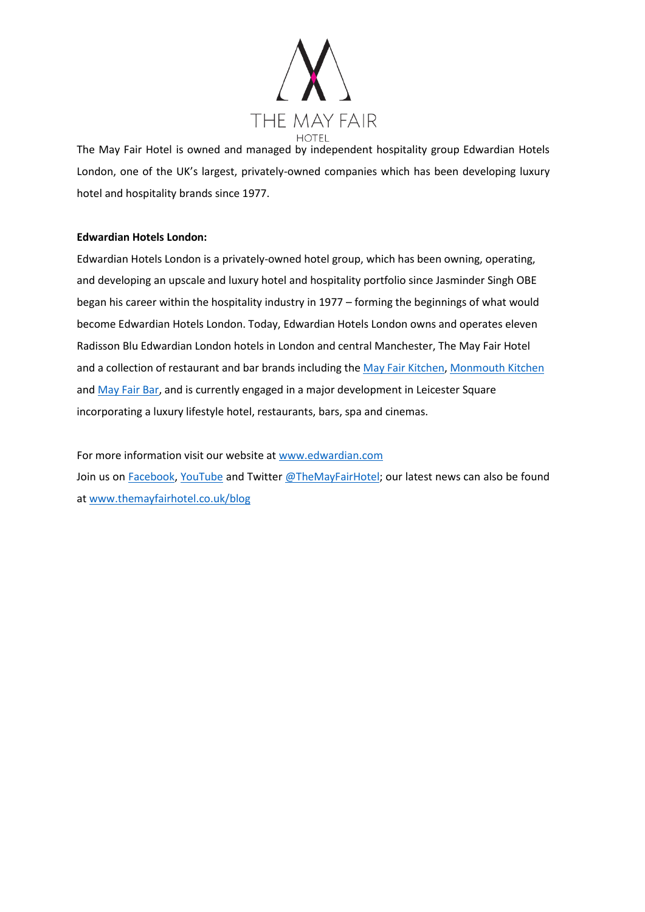THE MAY FAIR

HOTEL

The May Fair Hotel is owned and managed by independent hospitality group Edwardian Hotels London, one of the UK's largest, privately-owned companies which has been developing luxury hotel and hospitality brands since 1977.

**Edwardian Hotels London:**

Edwardian Hotels London is a privately-owned hotel group, which has been owning, operating, and developing an upscale and luxury hotel and hospitality portfolio since Jasminder Singh OBE began his career within the hospitality industry in 1977 – forming the beginnings of what would become Edwardian Hotels London. Today, Edwardian Hotels London owns and operates eleven Radisson Blu Edwardian London hotels in London and central Manchester, The May Fair Hotel and a collection of restaurant and bar brands including the May Fair Kitchen, Monmouth Kitchen and May Fair Bar, and is currently engaged in a major development in Leicester Square incorporating a luxury lifestyle hotel, restaurants, bars, spa and cinemas.

For more information visit our website at www.edwardian.com
Join us on Facebook, YouTube and Twitter @TheMayFairHotel; our latest news can also be found at www.themayfairhotel.co.uk/blog